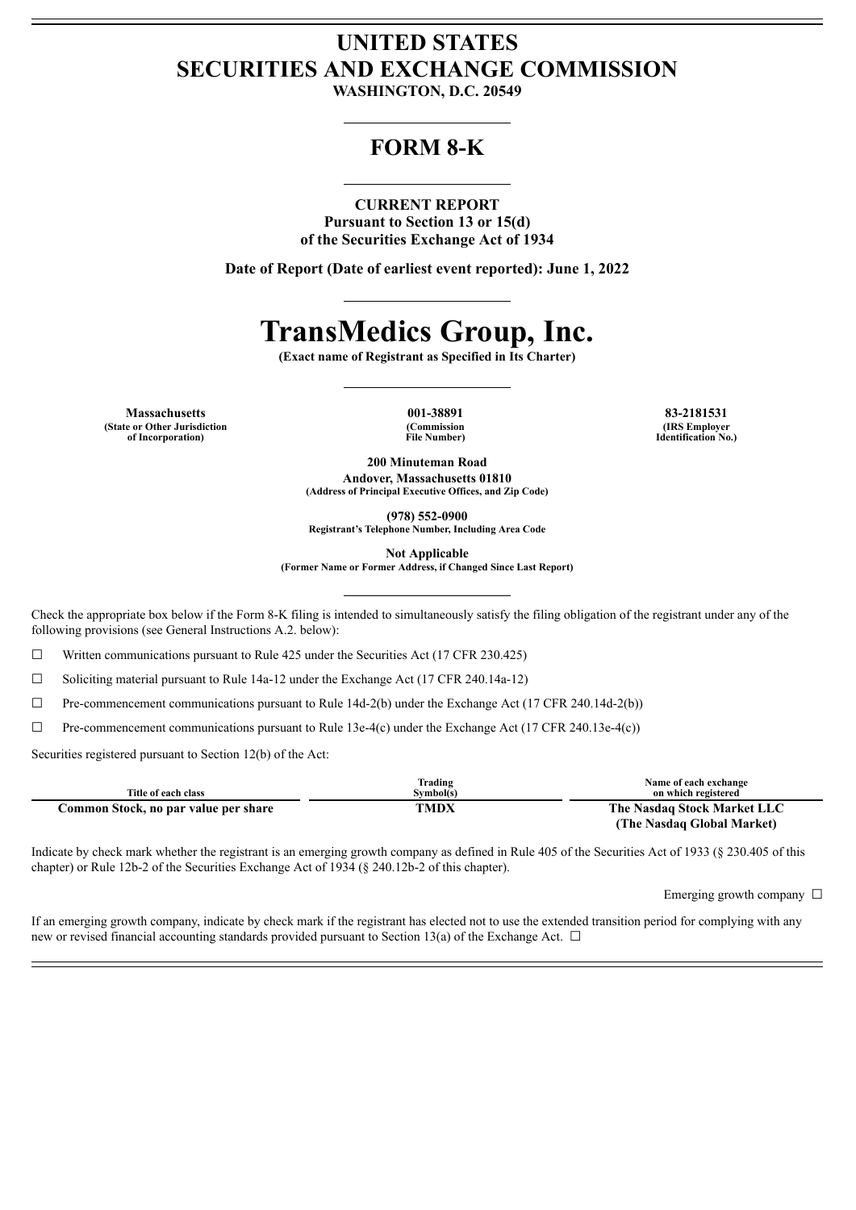# UNITED STATES
# SECURITIES AND EXCHANGE COMMISSION

**WASHINGTON, D.C. 20549**

## FORM 8-K

**CURRENT REPORT**
**Pursuant to Section 13 or 15(d)**
**of the Securities Exchange Act of 1934**

**Date of Report (Date of earliest event reported): June 1, 2022**

# TransMedics Group, Inc.

**(Exact name of Registrant as Specified in Its Charter)**

| Massachusetts | 001-38891 | 83-2181531 |
|---|---|---|
| (State or Other Jurisdiction of Incorporation) | (Commission File Number) | (IRS Employer Identification No.) |

**200 Minuteman Road**
**Andover, Massachusetts 01810**
**(Address of Principal Executive Offices, and Zip Code)**

**(978) 552-0900**
**Registrant's Telephone Number, Including Area Code**

**Not Applicable**
**(Former Name or Former Address, if Changed Since Last Report)**

Check the appropriate box below if the Form 8-K filing is intended to simultaneously satisfy the filing obligation of the registrant under any of the following provisions (see General Instructions A.2. below):

☐ Written communications pursuant to Rule 425 under the Securities Act (17 CFR 230.425)

☐ Soliciting material pursuant to Rule 14a-12 under the Exchange Act (17 CFR 240.14a-12)

☐ Pre-commencement communications pursuant to Rule 14d-2(b) under the Exchange Act (17 CFR 240.14d-2(b))

☐ Pre-commencement communications pursuant to Rule 13e-4(c) under the Exchange Act (17 CFR 240.13e-4(c))

Securities registered pursuant to Section 12(b) of the Act:

| Title of each class | Trading Symbol(s) | Name of each exchange on which registered |
|---|---|---|
| **Common Stock, no par value per share** | **TMDX** | **The Nasdaq Stock Market LLC (The Nasdaq Global Market)** |

Indicate by check mark whether the registrant is an emerging growth company as defined in Rule 405 of the Securities Act of 1933 (§ 230.405 of this chapter) or Rule 12b-2 of the Securities Exchange Act of 1934 (§ 240.12b-2 of this chapter).

Emerging growth company ☐

If an emerging growth company, indicate by check mark if the registrant has elected not to use the extended transition period for complying with any new or revised financial accounting standards provided pursuant to Section 13(a) of the Exchange Act. ☐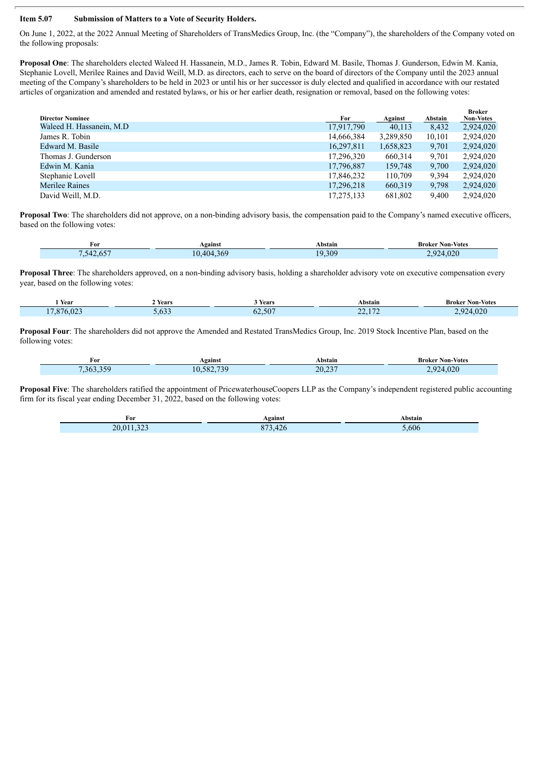**Item 5.07 Submission of Matters to a Vote of Security Holders.**

On June 1, 2022, at the 2022 Annual Meeting of Shareholders of TransMedics Group, Inc. (the "Company"), the shareholders of the Company voted on the following proposals:

**Proposal One**: The shareholders elected Waleed H. Hassanein, M.D., James R. Tobin, Edward M. Basile, Thomas J. Gunderson, Edwin M. Kania, Stephanie Lovell, Merilee Raines and David Weill, M.D. as directors, each to serve on the board of directors of the Company until the 2023 annual meeting of the Company's shareholders to be held in 2023 or until his or her successor is duly elected and qualified in accordance with our restated articles of organization and amended and restated bylaws, or his or her earlier death, resignation or removal, based on the following votes:

| Director Nominee | For | Against | Abstain | Broker Non-Votes |
|---|---|---|---|---|
| Waleed H. Hassanein, M.D | 17,917,790 | 40,113 | 8,432 | 2,924,020 |
| James R. Tobin | 14,666,384 | 3,289,850 | 10,101 | 2,924,020 |
| Edward M. Basile | 16,297,811 | 1,658,823 | 9,701 | 2,924,020 |
| Thomas J. Gunderson | 17,296,320 | 660,314 | 9,701 | 2,924,020 |
| Edwin M. Kania | 17,796,887 | 159,748 | 9,700 | 2,924,020 |
| Stephanie Lovell | 17,846,232 | 110,709 | 9,394 | 2,924,020 |
| Merilee Raines | 17,296,218 | 660,319 | 9,798 | 2,924,020 |
| David Weill, M.D. | 17,275,133 | 681,802 | 9,400 | 2,924,020 |

**Proposal Two**: The shareholders did not approve, on a non-binding advisory basis, the compensation paid to the Company's named executive officers, based on the following votes:

| For | Against | Abstain | Broker Non-Votes |
|---|---|---|---|
| 7,542,657 | 10,404,369 | 19,309 | 2,924,020 |

**Proposal Three**: The shareholders approved, on a non-binding advisory basis, holding a shareholder advisory vote on executive compensation every year, based on the following votes:

| 1 Year | 2 Years | 3 Years | Abstain | Broker Non-Votes |
|---|---|---|---|---|
| 17,876,023 | 5,633 | 62,507 | 22,172 | 2,924,020 |

**Proposal Four**: The shareholders did not approve the Amended and Restated TransMedics Group, Inc. 2019 Stock Incentive Plan, based on the following votes:

| For | Against | Abstain | Broker Non-Votes |
|---|---|---|---|
| 7,363,359 | 10,582,739 | 20,237 | 2,924,020 |

**Proposal Five**: The shareholders ratified the appointment of PricewaterhouseCoopers LLP as the Company's independent registered public accounting firm for its fiscal year ending December 31, 2022, based on the following votes:

| For | Against | Abstain |
|---|---|---|
| 20,011,323 | 873,426 | 5,606 |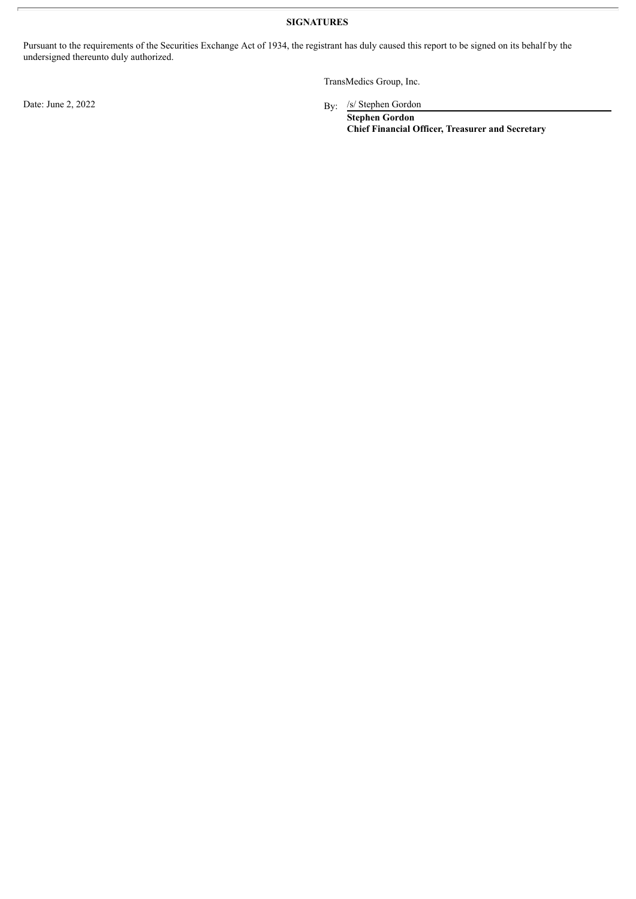**SIGNATURES**

Pursuant to the requirements of the Securities Exchange Act of 1934, the registrant has duly caused this report to be signed on its behalf by the undersigned thereunto duly authorized.

TransMedics Group, Inc.

Date: June 2, 2022

By: /s/ Stephen Gordon

**Stephen Gordon**

**Chief Financial Officer, Treasurer and Secretary**